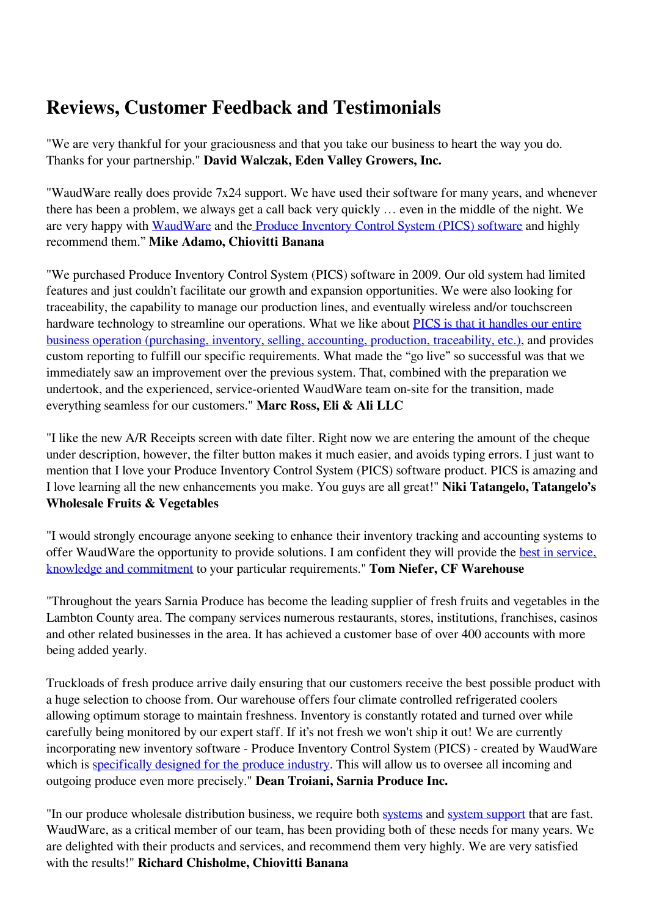# Reviews, Customer Feedback and Testimonials

"We are very thankful for your graciousness and that you take our business to heart the way you do. Thanks for your partnership." **David Walczak, Eden Valley Growers, Inc.**

"WaudWare really does provide 7x24 support. We have used their software for many years, and whenever there has been a problem, we always get a call back very quickly … even in the middle of the night. We are very happy with WaudWare and the Produce Inventory Control System (PICS) software and highly recommend them." **Mike Adamo, Chiovitti Banana**

"We purchased Produce Inventory Control System (PICS) software in 2009. Our old system had limited features and just couldn't facilitate our growth and expansion opportunities. We were also looking for traceability, the capability to manage our production lines, and eventually wireless and/or touchscreen hardware technology to streamline our operations. What we like about PICS is that it handles our entire business operation (purchasing, inventory, selling, accounting, production, traceability, etc.), and provides custom reporting to fulfill our specific requirements. What made the "go live" so successful was that we immediately saw an improvement over the previous system. That, combined with the preparation we undertook, and the experienced, service-oriented WaudWare team on-site for the transition, made everything seamless for our customers." **Marc Ross, Eli & Ali LLC**

"I like the new A/R Receipts screen with date filter. Right now we are entering the amount of the cheque under description, however, the filter button makes it much easier, and avoids typing errors. I just want to mention that I love your Produce Inventory Control System (PICS) software product. PICS is amazing and I love learning all the new enhancements you make. You guys are all great!" **Niki Tatangelo, Tatangelo's Wholesale Fruits & Vegetables**

"I would strongly encourage anyone seeking to enhance their inventory tracking and accounting systems to offer WaudWare the opportunity to provide solutions. I am confident they will provide the best in service, knowledge and commitment to your particular requirements." **Tom Niefer, CF Warehouse**

"Throughout the years Sarnia Produce has become the leading supplier of fresh fruits and vegetables in the Lambton County area. The company services numerous restaurants, stores, institutions, franchises, casinos and other related businesses in the area. It has achieved a customer base of over 400 accounts with more being added yearly.

Truckloads of fresh produce arrive daily ensuring that our customers receive the best possible product with a huge selection to choose from. Our warehouse offers four climate controlled refrigerated coolers allowing optimum storage to maintain freshness. Inventory is constantly rotated and turned over while carefully being monitored by our expert staff. If it's not fresh we won't ship it out! We are currently incorporating new inventory software - Produce Inventory Control System (PICS) - created by WaudWare which is specifically designed for the produce industry. This will allow us to oversee all incoming and outgoing produce even more precisely." **Dean Troiani, Sarnia Produce Inc.**

"In our produce wholesale distribution business, we require both systems and system support that are fast. WaudWare, as a critical member of our team, has been providing both of these needs for many years. We are delighted with their products and services, and recommend them very highly. We are very satisfied with the results!" **Richard Chisholme, Chiovitti Banana**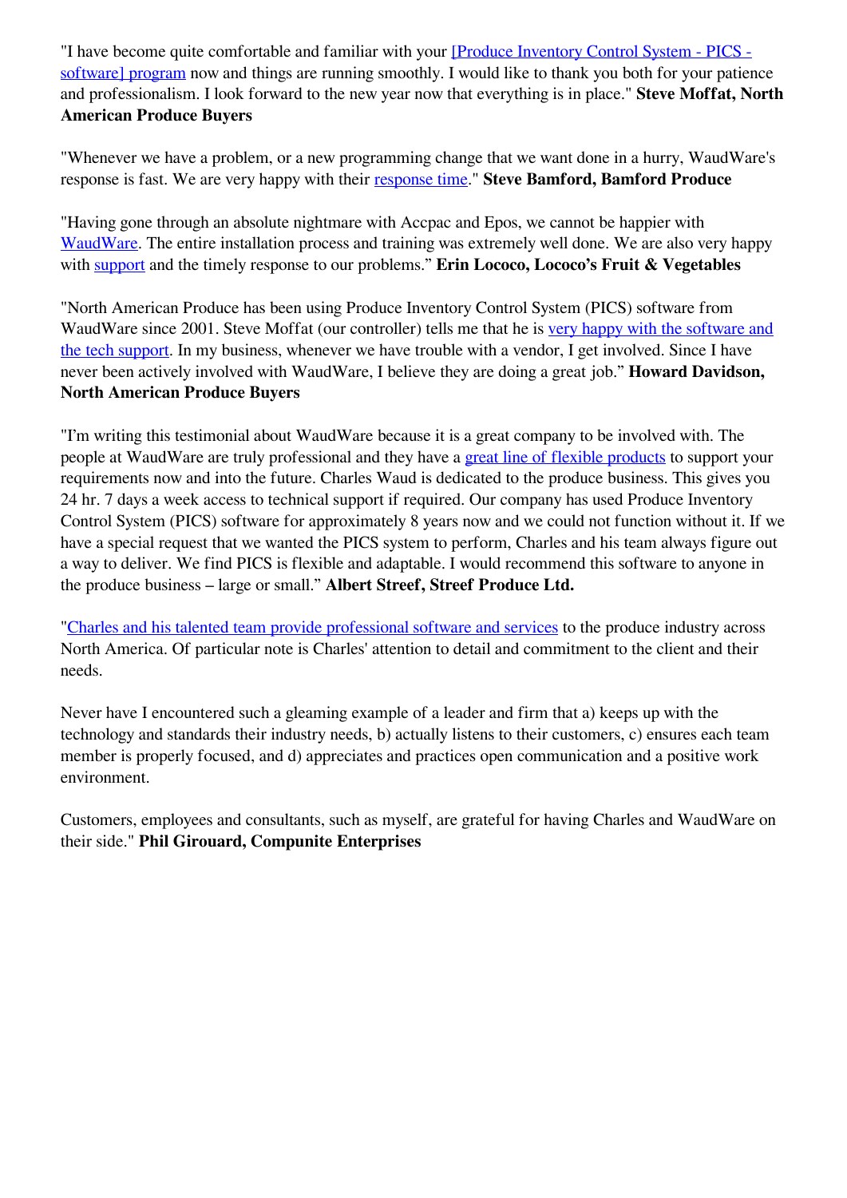"I have become quite comfortable and familiar with your [Produce Inventory Control System - PICS - software] program now and things are running smoothly. I would like to thank you both for your patience and professionalism. I look forward to the new year now that everything is in place." **Steve Moffat, North American Produce Buyers**

"Whenever we have a problem, or a new programming change that we want done in a hurry, WaudWare's response is fast. We are very happy with their response time." **Steve Bamford, Bamford Produce**

"Having gone through an absolute nightmare with Accpac and Epos, we cannot be happier with WaudWare. The entire installation process and training was extremely well done. We are also very happy with support and the timely response to our problems." **Erin Lococo, Lococo's Fruit & Vegetables**

"North American Produce has been using Produce Inventory Control System (PICS) software from WaudWare since 2001. Steve Moffat (our controller) tells me that he is very happy with the software and the tech support. In my business, whenever we have trouble with a vendor, I get involved. Since I have never been actively involved with WaudWare, I believe they are doing a great job." **Howard Davidson, North American Produce Buyers**

"I'm writing this testimonial about WaudWare because it is a great company to be involved with. The people at WaudWare are truly professional and they have a great line of flexible products to support your requirements now and into the future. Charles Waud is dedicated to the produce business. This gives you 24 hr. 7 days a week access to technical support if required. Our company has used Produce Inventory Control System (PICS) software for approximately 8 years now and we could not function without it. If we have a special request that we wanted the PICS system to perform, Charles and his team always figure out a way to deliver. We find PICS is flexible and adaptable. I would recommend this software to anyone in the produce business – large or small." **Albert Streef, Streef Produce Ltd.**

"Charles and his talented team provide professional software and services to the produce industry across North America. Of particular note is Charles' attention to detail and commitment to the client and their needs.

Never have I encountered such a gleaming example of a leader and firm that a) keeps up with the technology and standards their industry needs, b) actually listens to their customers, c) ensures each team member is properly focused, and d) appreciates and practices open communication and a positive work environment.

Customers, employees and consultants, such as myself, are grateful for having Charles and WaudWare on their side." **Phil Girouard, Compunite Enterprises**